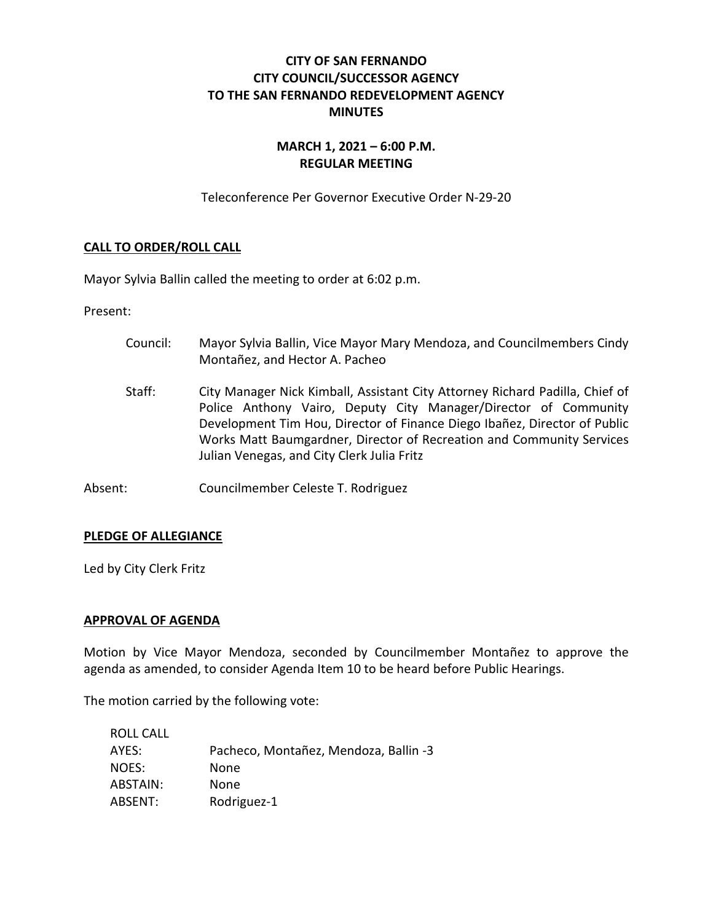# CITY OF SAN FERNANDO
# CITY COUNCIL/SUCCESSOR AGENCY
# TO THE SAN FERNANDO REDEVELOPMENT AGENCY
# MINUTES

## MARCH 1, 2021 – 6:00 P.M.
## REGULAR MEETING

Teleconference Per Governor Executive Order N-29-20

### CALL TO ORDER/ROLL CALL

Mayor Sylvia Ballin called the meeting to order at 6:02 p.m.

Present:

Council: Mayor Sylvia Ballin, Vice Mayor Mary Mendoza, and Councilmembers Cindy Montañez, and Hector A. Pacheo

Staff: City Manager Nick Kimball, Assistant City Attorney Richard Padilla, Chief of Police Anthony Vairo, Deputy City Manager/Director of Community Development Tim Hou, Director of Finance Diego Ibañez, Director of Public Works Matt Baumgardner, Director of Recreation and Community Services Julian Venegas, and City Clerk Julia Fritz

Absent: Councilmember Celeste T. Rodriguez

### PLEDGE OF ALLEGIANCE

Led by City Clerk Fritz

### APPROVAL OF AGENDA

Motion by Vice Mayor Mendoza, seconded by Councilmember Montañez to approve the agenda as amended, to consider Agenda Item 10 to be heard before Public Hearings.

The motion carried by the following vote:

ROLL CALL
AYES: Pacheco, Montañez, Mendoza, Ballin -3
NOES: None
ABSTAIN: None
ABSENT: Rodriguez-1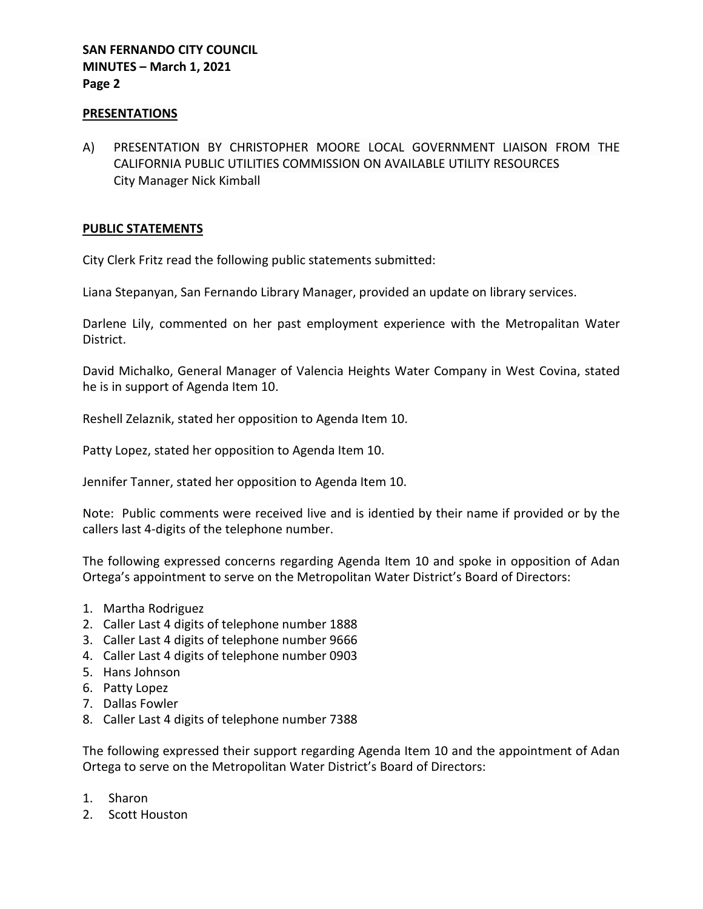## PRESENTATIONS

A) PRESENTATION BY CHRISTOPHER MOORE LOCAL GOVERNMENT LIAISON FROM THE CALIFORNIA PUBLIC UTILITIES COMMISSION ON AVAILABLE UTILITY RESOURCES
City Manager Nick Kimball

## PUBLIC STATEMENTS

City Clerk Fritz read the following public statements submitted:

Liana Stepanyan, San Fernando Library Manager, provided an update on library services.

Darlene Lily, commented on her past employment experience with the Metropalitan Water District.

David Michalko, General Manager of Valencia Heights Water Company in West Covina, stated he is in support of Agenda Item 10.

Reshell Zelaznik, stated her opposition to Agenda Item 10.

Patty Lopez, stated her opposition to Agenda Item 10.

Jennifer Tanner, stated her opposition to Agenda Item 10.

Note: Public comments were received live and is identied by their name if provided or by the callers last 4-digits of the telephone number.

The following expressed concerns regarding Agenda Item 10 and spoke in opposition of Adan Ortega's appointment to serve on the Metropolitan Water District's Board of Directors:

1. Martha Rodriguez
2. Caller Last 4 digits of telephone number 1888
3. Caller Last 4 digits of telephone number 9666
4. Caller Last 4 digits of telephone number 0903
5. Hans Johnson
6. Patty Lopez
7. Dallas Fowler
8. Caller Last 4 digits of telephone number 7388

The following expressed their support regarding Agenda Item 10 and the appointment of Adan Ortega to serve on the Metropolitan Water District's Board of Directors:

1. Sharon
2. Scott Houston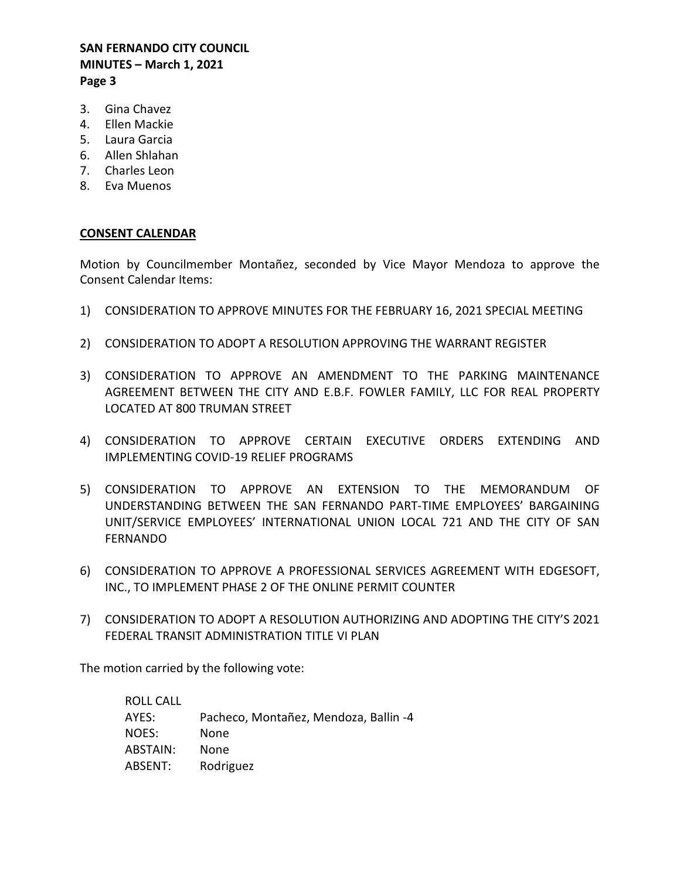3. Gina Chavez
4. Ellen Mackie
5. Laura Garcia
6. Allen Shlahan
7. Charles Leon
8. Eva Muenos

## CONSENT CALENDAR

Motion by Councilmember Montañez, seconded by Vice Mayor Mendoza to approve the Consent Calendar Items:

1) CONSIDERATION TO APPROVE MINUTES FOR THE FEBRUARY 16, 2021 SPECIAL MEETING

2) CONSIDERATION TO ADOPT A RESOLUTION APPROVING THE WARRANT REGISTER

3) CONSIDERATION TO APPROVE AN AMENDMENT TO THE PARKING MAINTENANCE AGREEMENT BETWEEN THE CITY AND E.B.F. FOWLER FAMILY, LLC FOR REAL PROPERTY LOCATED AT 800 TRUMAN STREET

4) CONSIDERATION TO APPROVE CERTAIN EXECUTIVE ORDERS EXTENDING AND IMPLEMENTING COVID-19 RELIEF PROGRAMS

5) CONSIDERATION TO APPROVE AN EXTENSION TO THE MEMORANDUM OF UNDERSTANDING BETWEEN THE SAN FERNANDO PART-TIME EMPLOYEES' BARGAINING UNIT/SERVICE EMPLOYEES' INTERNATIONAL UNION LOCAL 721 AND THE CITY OF SAN FERNANDO

6) CONSIDERATION TO APPROVE A PROFESSIONAL SERVICES AGREEMENT WITH EDGESOFT, INC., TO IMPLEMENT PHASE 2 OF THE ONLINE PERMIT COUNTER

7) CONSIDERATION TO ADOPT A RESOLUTION AUTHORIZING AND ADOPTING THE CITY'S 2021 FEDERAL TRANSIT ADMINISTRATION TITLE VI PLAN

The motion carried by the following vote:

ROLL CALL
AYES: Pacheco, Montañez, Mendoza, Ballin -4
NOES: None
ABSTAIN: None
ABSENT: Rodriguez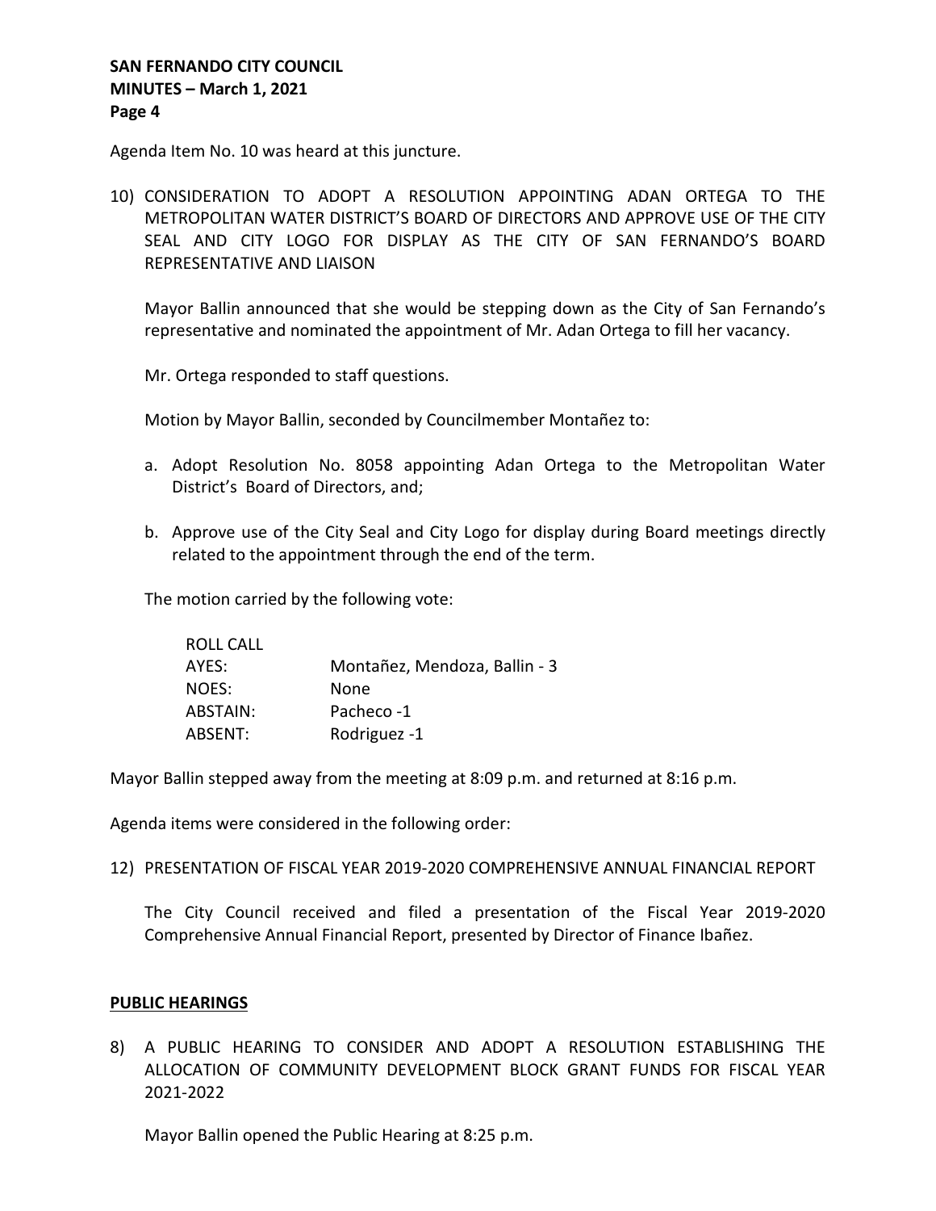Agenda Item No. 10 was heard at this juncture.

10) CONSIDERATION TO ADOPT A RESOLUTION APPOINTING ADAN ORTEGA TO THE METROPOLITAN WATER DISTRICT'S BOARD OF DIRECTORS AND APPROVE USE OF THE CITY SEAL AND CITY LOGO FOR DISPLAY AS THE CITY OF SAN FERNANDO'S BOARD REPRESENTATIVE AND LIAISON

    Mayor Ballin announced that she would be stepping down as the City of San Fernando's representative and nominated the appointment of Mr. Adan Ortega to fill her vacancy.

    Mr. Ortega responded to staff questions.

    Motion by Mayor Ballin, seconded by Councilmember Montañez to:

    a. Adopt Resolution No. 8058 appointing Adan Ortega to the Metropolitan Water District's Board of Directors, and;

    b. Approve use of the City Seal and City Logo for display during Board meetings directly related to the appointment through the end of the term.

    The motion carried by the following vote:

| ROLL CALL | |
|---|---|
| AYES: | Montañez, Mendoza, Ballin - 3 |
| NOES: | None |
| ABSTAIN: | Pacheco -1 |
| ABSENT: | Rodriguez -1 |

Mayor Ballin stepped away from the meeting at 8:09 p.m. and returned at 8:16 p.m.

Agenda items were considered in the following order:

12) PRESENTATION OF FISCAL YEAR 2019-2020 COMPREHENSIVE ANNUAL FINANCIAL REPORT

    The City Council received and filed a presentation of the Fiscal Year 2019-2020 Comprehensive Annual Financial Report, presented by Director of Finance Ibañez.

**PUBLIC HEARINGS**

8) A PUBLIC HEARING TO CONSIDER AND ADOPT A RESOLUTION ESTABLISHING THE ALLOCATION OF COMMUNITY DEVELOPMENT BLOCK GRANT FUNDS FOR FISCAL YEAR 2021-2022

    Mayor Ballin opened the Public Hearing at 8:25 p.m.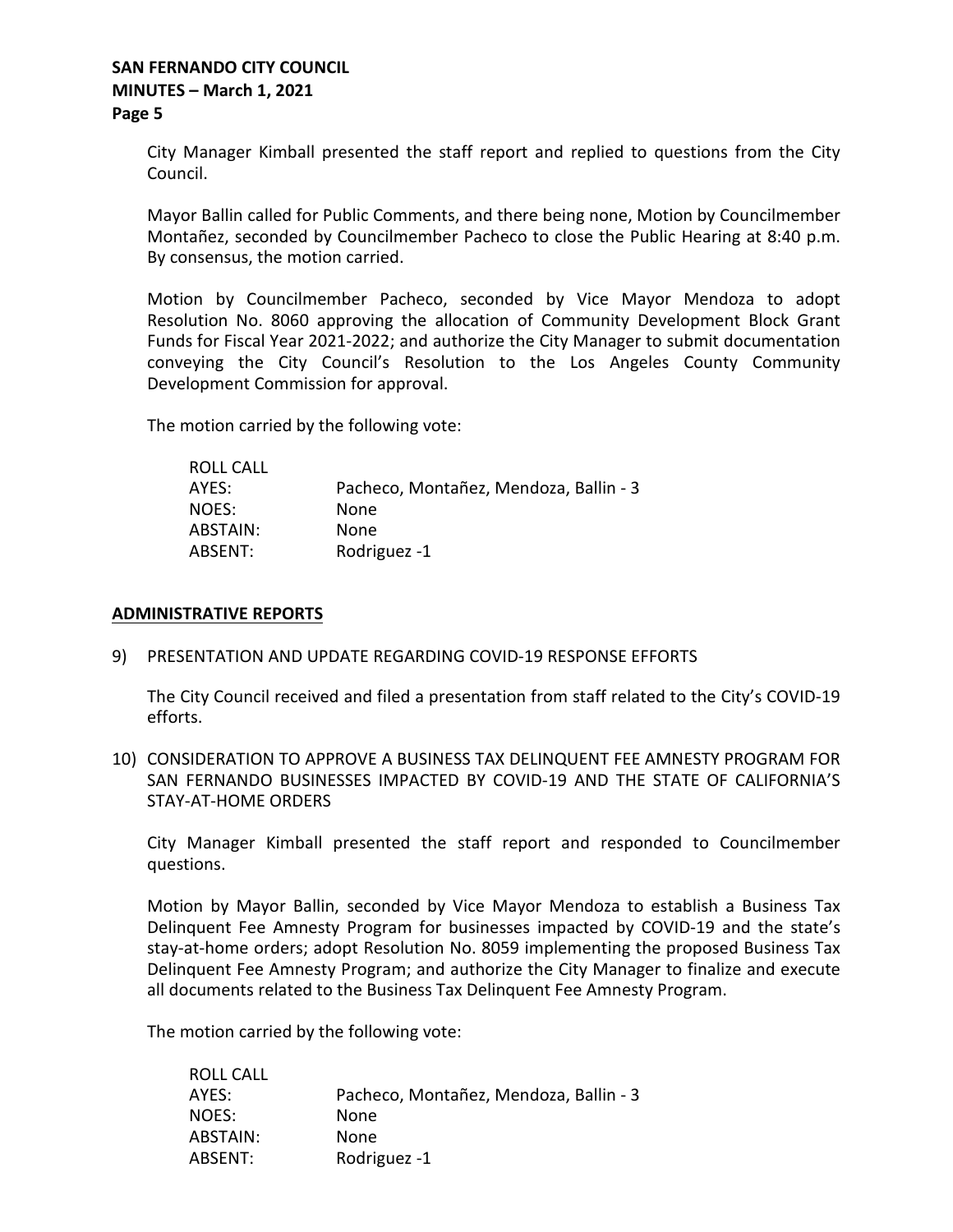City Manager Kimball presented the staff report and replied to questions from the City Council.

Mayor Ballin called for Public Comments, and there being none, Motion by Councilmember Montañez, seconded by Councilmember Pacheco to close the Public Hearing at 8:40 p.m. By consensus, the motion carried.

Motion by Councilmember Pacheco, seconded by Vice Mayor Mendoza to adopt Resolution No. 8060 approving the allocation of Community Development Block Grant Funds for Fiscal Year 2021-2022; and authorize the City Manager to submit documentation conveying the City Council's Resolution to the Los Angeles County Community Development Commission for approval.

The motion carried by the following vote:

| ROLL CALL | |
|---|---|
| AYES: | Pacheco, Montañez, Mendoza, Ballin - 3 |
| NOES: | None |
| ABSTAIN: | None |
| ABSENT: | Rodriguez -1 |

## ADMINISTRATIVE REPORTS

9) PRESENTATION AND UPDATE REGARDING COVID-19 RESPONSE EFFORTS

The City Council received and filed a presentation from staff related to the City's COVID-19 efforts.

10) CONSIDERATION TO APPROVE A BUSINESS TAX DELINQUENT FEE AMNESTY PROGRAM FOR SAN FERNANDO BUSINESSES IMPACTED BY COVID-19 AND THE STATE OF CALIFORNIA'S STAY-AT-HOME ORDERS

City Manager Kimball presented the staff report and responded to Councilmember questions.

Motion by Mayor Ballin, seconded by Vice Mayor Mendoza to establish a Business Tax Delinquent Fee Amnesty Program for businesses impacted by COVID-19 and the state's stay-at-home orders; adopt Resolution No. 8059 implementing the proposed Business Tax Delinquent Fee Amnesty Program; and authorize the City Manager to finalize and execute all documents related to the Business Tax Delinquent Fee Amnesty Program.

The motion carried by the following vote:

| ROLL CALL | |
|---|---|
| AYES: | Pacheco, Montañez, Mendoza, Ballin - 3 |
| NOES: | None |
| ABSTAIN: | None |
| ABSENT: | Rodriguez -1 |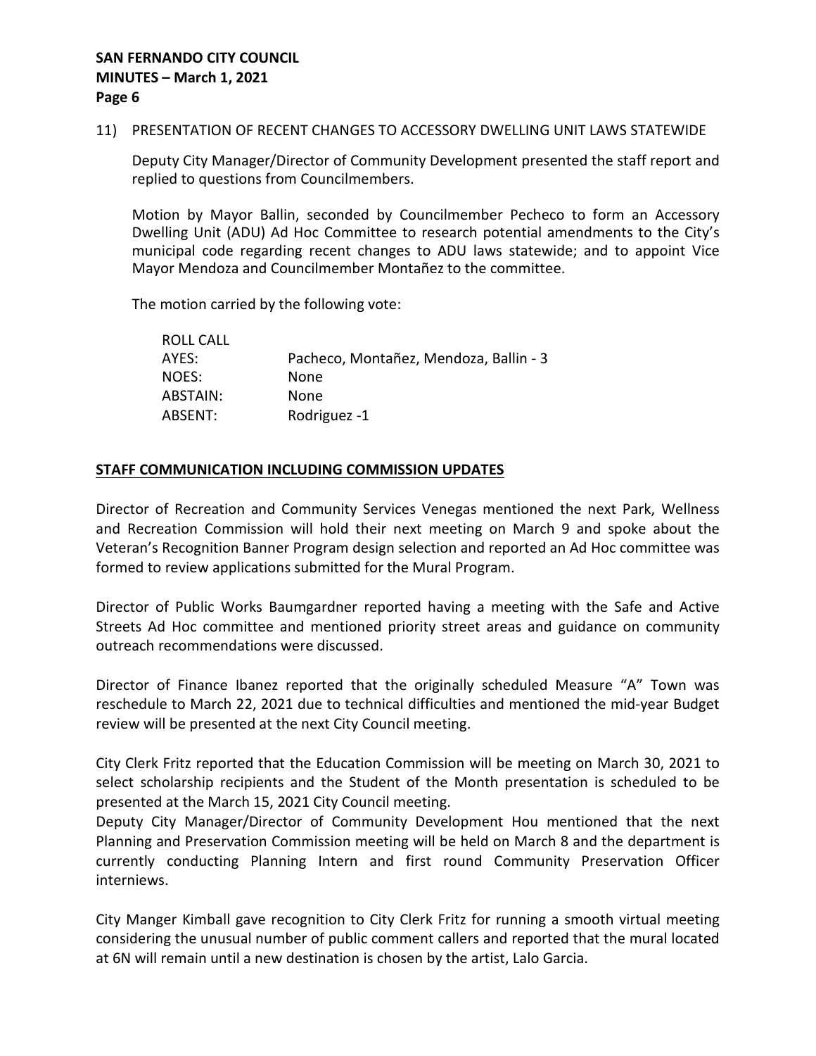11) PRESENTATION OF RECENT CHANGES TO ACCESSORY DWELLING UNIT LAWS STATEWIDE

Deputy City Manager/Director of Community Development presented the staff report and replied to questions from Councilmembers.

Motion by Mayor Ballin, seconded by Councilmember Pecheco to form an Accessory Dwelling Unit (ADU) Ad Hoc Committee to research potential amendments to the City's municipal code regarding recent changes to ADU laws statewide; and to appoint Vice Mayor Mendoza and Councilmember Montañez to the committee.

The motion carried by the following vote:

| ROLL CALL | |
|---|---|
| AYES: | Pacheco, Montañez, Mendoza, Ballin - 3 |
| NOES: | None |
| ABSTAIN: | None |
| ABSENT: | Rodriguez -1 |

**STAFF COMMUNICATION INCLUDING COMMISSION UPDATES**

Director of Recreation and Community Services Venegas mentioned the next Park, Wellness and Recreation Commission will hold their next meeting on March 9 and spoke about the Veteran's Recognition Banner Program design selection and reported an Ad Hoc committee was formed to review applications submitted for the Mural Program.

Director of Public Works Baumgardner reported having a meeting with the Safe and Active Streets Ad Hoc committee and mentioned priority street areas and guidance on community outreach recommendations were discussed.

Director of Finance Ibanez reported that the originally scheduled Measure "A" Town was reschedule to March 22, 2021 due to technical difficulties and mentioned the mid-year Budget review will be presented at the next City Council meeting.

City Clerk Fritz reported that the Education Commission will be meeting on March 30, 2021 to select scholarship recipients and the Student of the Month presentation is scheduled to be presented at the March 15, 2021 City Council meeting.

Deputy City Manager/Director of Community Development Hou mentioned that the next Planning and Preservation Commission meeting will be held on March 8 and the department is currently conducting Planning Intern and first round Community Preservation Officer interniews.

City Manger Kimball gave recognition to City Clerk Fritz for running a smooth virtual meeting considering the unusual number of public comment callers and reported that the mural located at 6N will remain until a new destination is chosen by the artist, Lalo Garcia.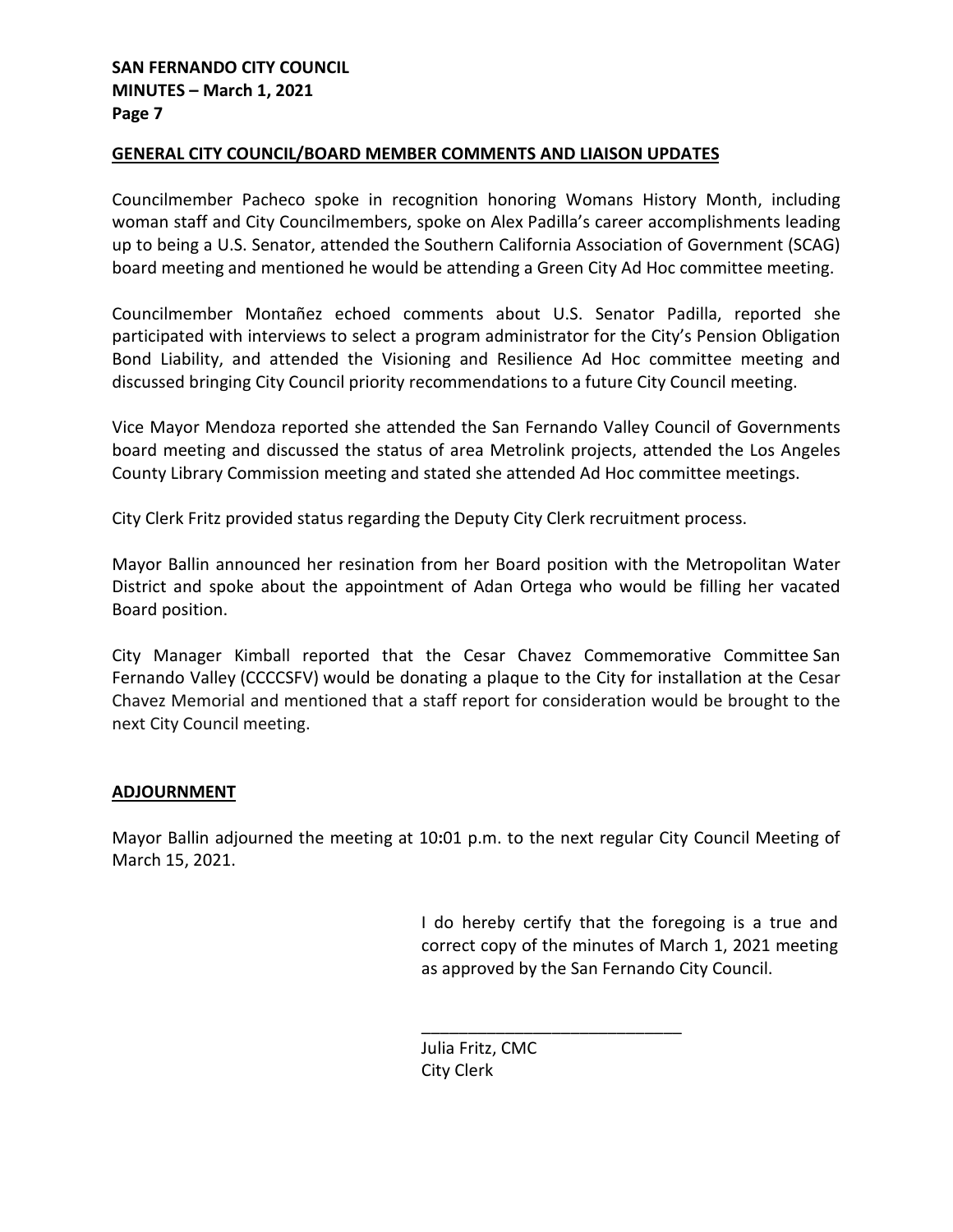## GENERAL CITY COUNCIL/BOARD MEMBER COMMENTS AND LIAISON UPDATES

Councilmember Pacheco spoke in recognition honoring Womans History Month, including woman staff and City Councilmembers, spoke on Alex Padilla's career accomplishments leading up to being a U.S. Senator, attended the Southern California Association of Government (SCAG) board meeting and mentioned he would be attending a Green City Ad Hoc committee meeting.

Councilmember Montañez echoed comments about U.S. Senator Padilla, reported she participated with interviews to select a program administrator for the City's Pension Obligation Bond Liability, and attended the Visioning and Resilience Ad Hoc committee meeting and discussed bringing City Council priority recommendations to a future City Council meeting.

Vice Mayor Mendoza reported she attended the San Fernando Valley Council of Governments board meeting and discussed the status of area Metrolink projects, attended the Los Angeles County Library Commission meeting and stated she attended Ad Hoc committee meetings.

City Clerk Fritz provided status regarding the Deputy City Clerk recruitment process.

Mayor Ballin announced her resination from her Board position with the Metropolitan Water District and spoke about the appointment of Adan Ortega who would be filling her vacated Board position.

City Manager Kimball reported that the Cesar Chavez Commemorative Committee San Fernando Valley (CCCCSFV) would be donating a plaque to the City for installation at the Cesar Chavez Memorial and mentioned that a staff report for consideration would be brought to the next City Council meeting.

## ADJOURNMENT

Mayor Ballin adjourned the meeting at 10:01 p.m. to the next regular City Council Meeting of March 15, 2021.

I do hereby certify that the foregoing is a true and correct copy of the minutes of March 1, 2021 meeting as approved by the San Fernando City Council.

\_\_\_\_\_\_\_\_\_\_\_\_\_\_\_\_\_\_\_\_\_\_\_\_\_\_\_\_

Julia Fritz, CMC
City Clerk